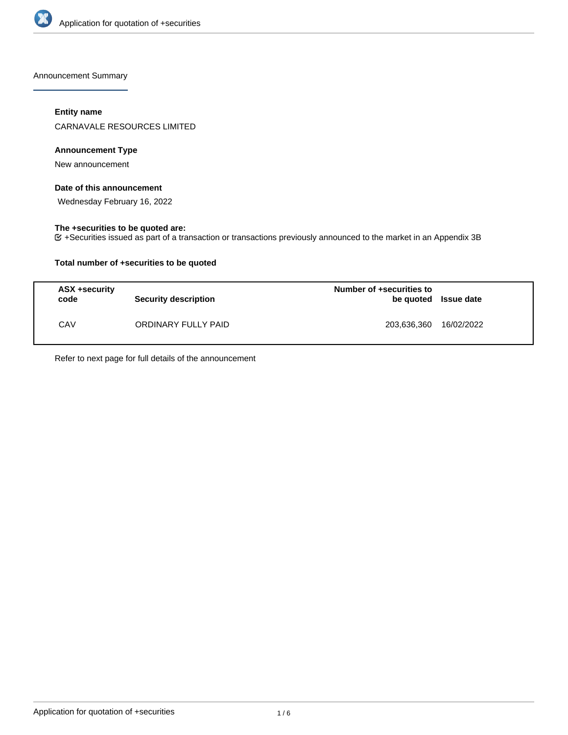Announcement Summary

**Entity name**

CARNAVALE RESOURCES LIMITED

**Announcement Type**

New announcement

**Date of this announcement**

Wednesday February 16, 2022

**The +securities to be quoted are:**

☑ +Securities issued as part of a transaction or transactions previously announced to the market in an Appendix 3B

**Total number of +securities to be quoted**

| ASX +security code | Security description | Number of +securities to be quoted | Issue date |
| --- | --- | --- | --- |
| CAV | ORDINARY FULLY PAID | 203,636,360 | 16/02/2022 |

Refer to next page for full details of the announcement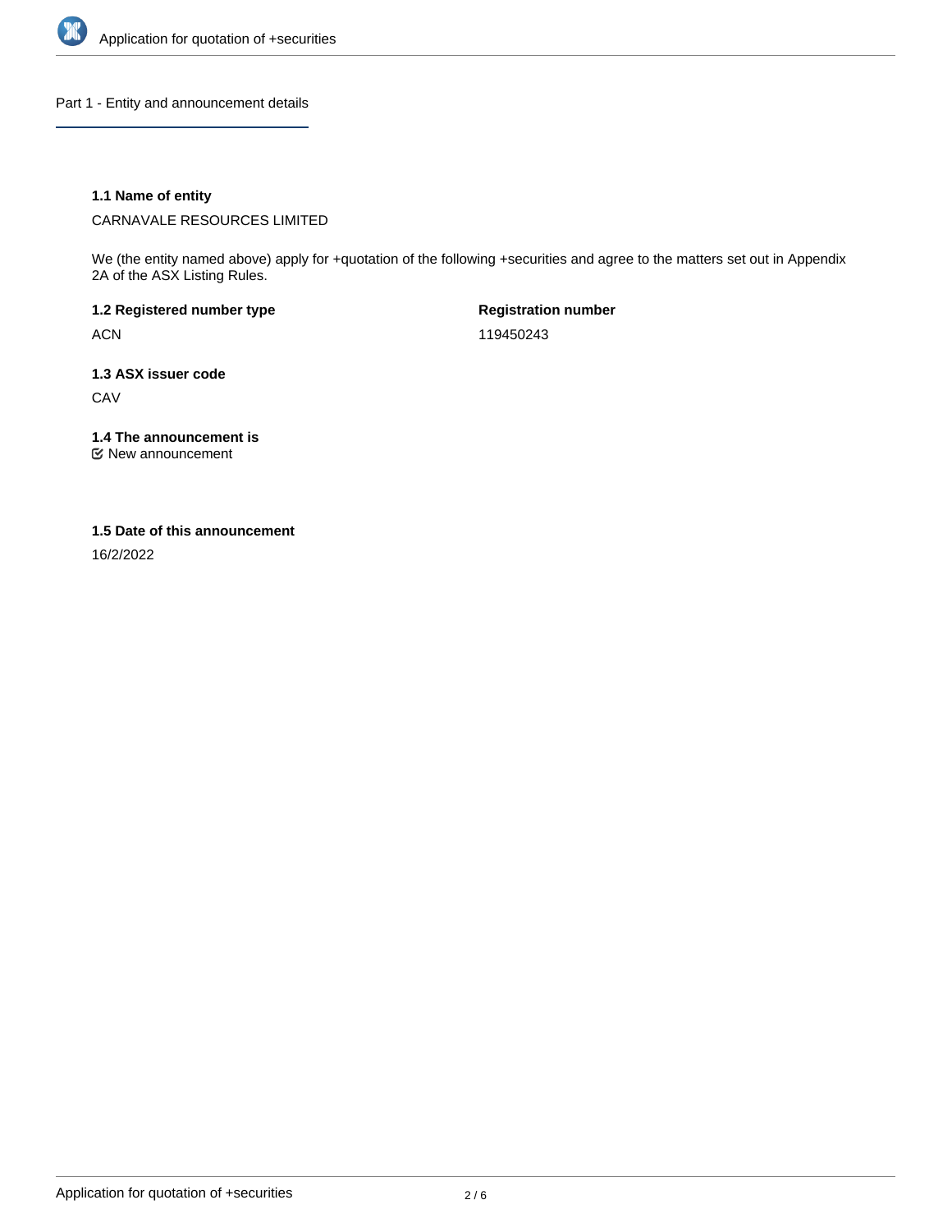## Part 1 - Entity and announcement details

### 1.1 Name of entity

CARNAVALE RESOURCES LIMITED

We (the entity named above) apply for +quotation of the following +securities and agree to the matters set out in Appendix 2A of the ASX Listing Rules.

**1.2 Registered number type**

ACN

**Registration number**

119450243

### 1.3 ASX issuer code

CAV

### 1.4 The announcement is

☑ New announcement

### 1.5 Date of this announcement

16/2/2022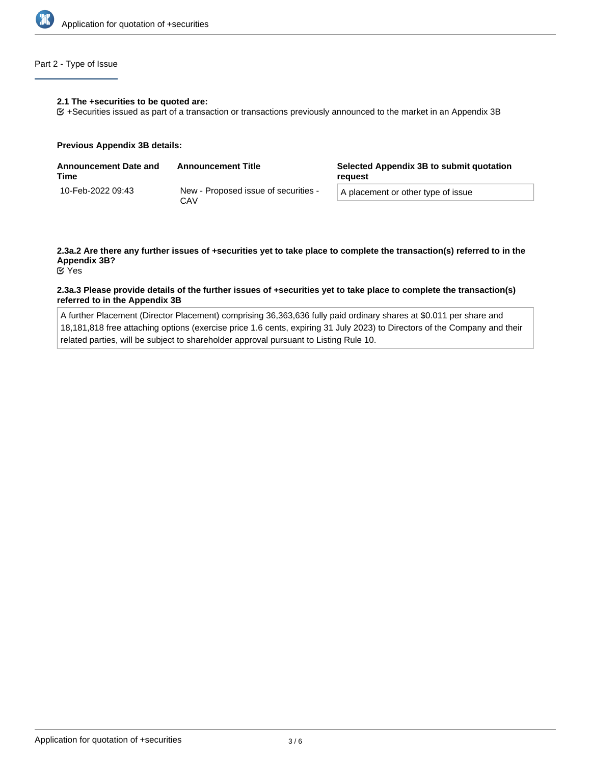## Part 2 - Type of Issue

**2.1 The +securities to be quoted are:**

☑ +Securities issued as part of a transaction or transactions previously announced to the market in an Appendix 3B

**Previous Appendix 3B details:**

| Announcement Date and Time | Announcement Title | Selected Appendix 3B to submit quotation request |
|---|---|---|
| 10-Feb-2022 09:43 | New - Proposed issue of securities - CAV | A placement or other type of issue |

**2.3a.2 Are there any further issues of +securities yet to take place to complete the transaction(s) referred to in the Appendix 3B?**

☑ Yes

**2.3a.3 Please provide details of the further issues of +securities yet to take place to complete the transaction(s) referred to in the Appendix 3B**

A further Placement (Director Placement) comprising 36,363,636 fully paid ordinary shares at $0.011 per share and 18,181,818 free attaching options (exercise price 1.6 cents, expiring 31 July 2023) to Directors of the Company and their related parties, will be subject to shareholder approval pursuant to Listing Rule 10.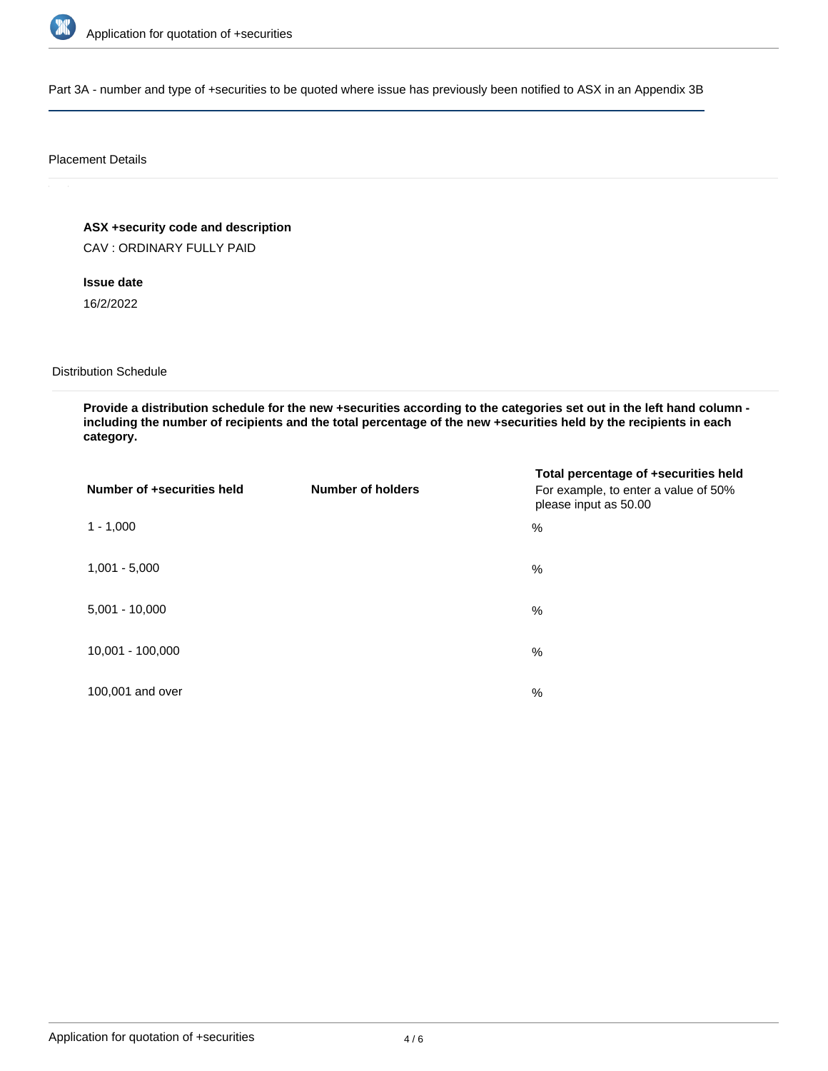Part 3A - number and type of +securities to be quoted where issue has previously been notified to ASX in an Appendix 3B

## Placement Details

**ASX +security code and description**

CAV : ORDINARY FULLY PAID

**Issue date**

16/2/2022

## Distribution Schedule

**Provide a distribution schedule for the new +securities according to the categories set out in the left hand column - including the number of recipients and the total percentage of the new +securities held by the recipients in each category.**

| Number of +securities held | Number of holders | Total percentage of +securities held<br>For example, to enter a value of 50% please input as 50.00 |
|---|---|---|
| 1 - 1,000 | | % |
| 1,001 - 5,000 | | % |
| 5,001 - 10,000 | | % |
| 10,001 - 100,000 | | % |
| 100,001 and over | | % |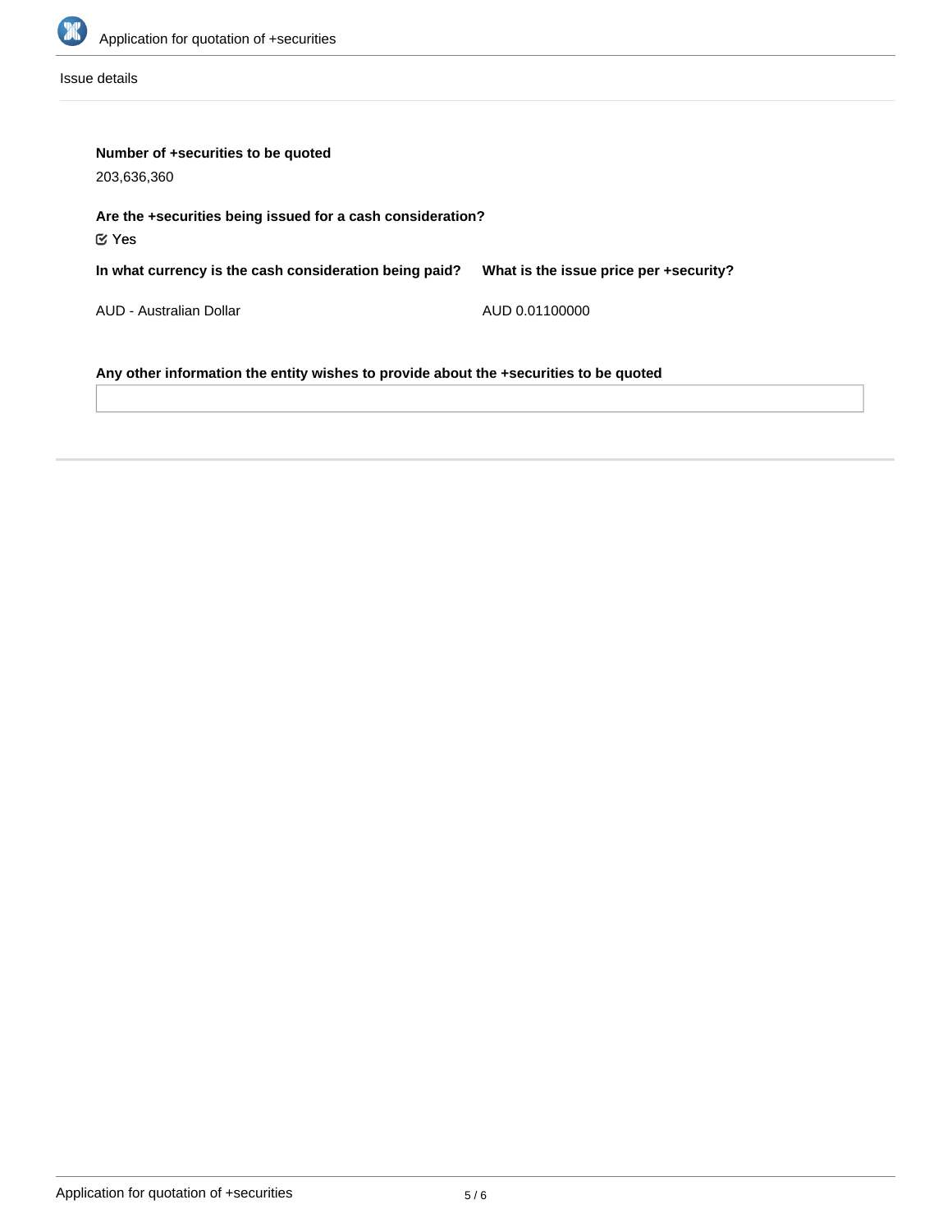Issue details

**Number of +securities to be quoted**

203,636,360

**Are the +securities being issued for a cash consideration?**

☑ Yes

**In what currency is the cash consideration being paid?**

AUD - Australian Dollar

**What is the issue price per +security?**

AUD 0.01100000

**Any other information the entity wishes to provide about the +securities to be quoted**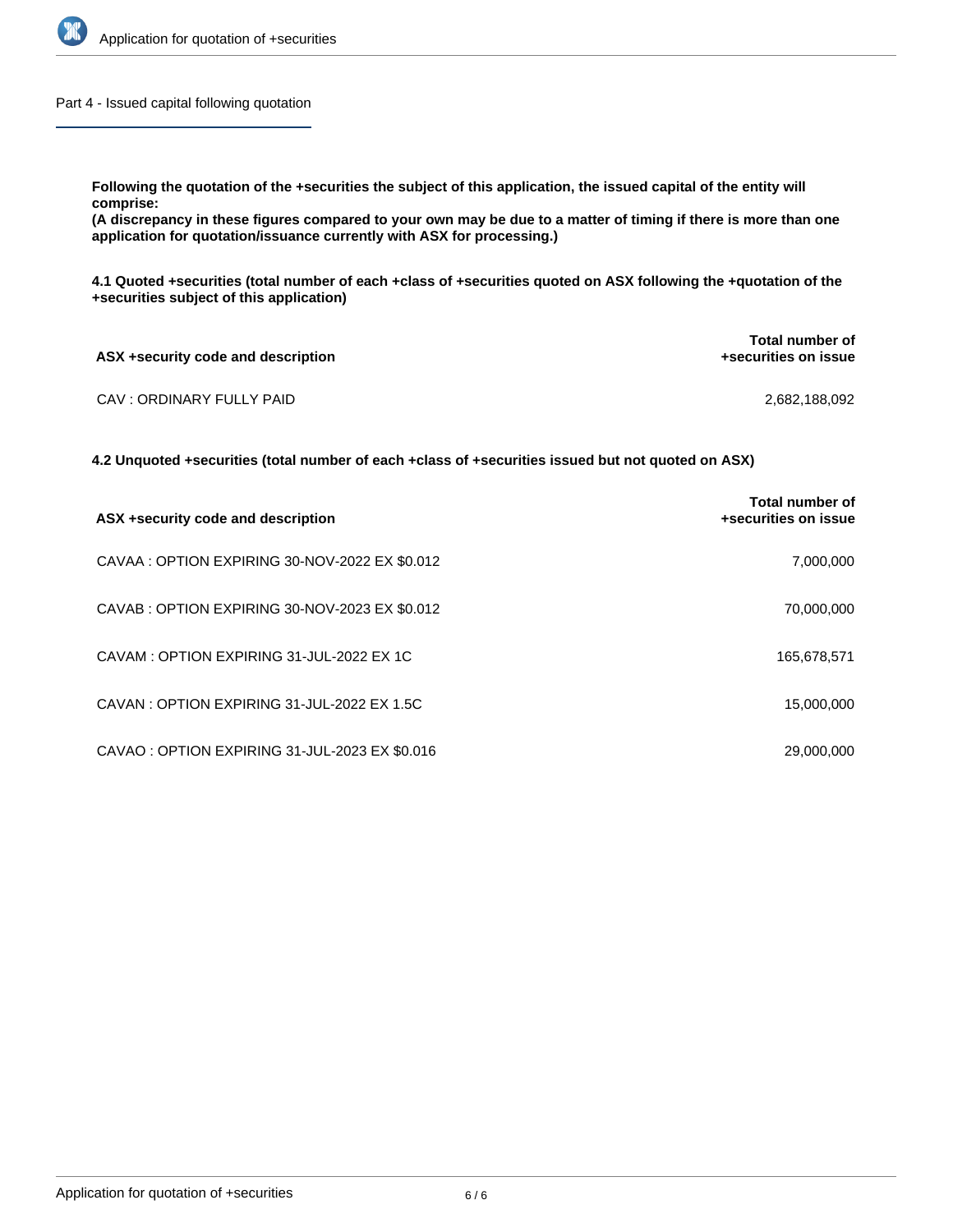## Part 4 - Issued capital following quotation

**Following the quotation of the +securities the subject of this application, the issued capital of the entity will comprise:**
**(A discrepancy in these figures compared to your own may be due to a matter of timing if there is more than one application for quotation/issuance currently with ASX for processing.)**

**4.1 Quoted +securities (total number of each +class of +securities quoted on ASX following the +quotation of the +securities subject of this application)**

| ASX +security code and description | Total number of +securities on issue |
|---|---|
| CAV : ORDINARY FULLY PAID | 2,682,188,092 |

**4.2 Unquoted +securities (total number of each +class of +securities issued but not quoted on ASX)**

| ASX +security code and description | Total number of +securities on issue |
|---|---|
| CAVAA : OPTION EXPIRING 30-NOV-2022 EX $0.012 | 7,000,000 |
| CAVAB : OPTION EXPIRING 30-NOV-2023 EX $0.012 | 70,000,000 |
| CAVAM : OPTION EXPIRING 31-JUL-2022 EX 1C | 165,678,571 |
| CAVAN : OPTION EXPIRING 31-JUL-2022 EX 1.5C | 15,000,000 |
| CAVAO : OPTION EXPIRING 31-JUL-2023 EX $0.016 | 29,000,000 |